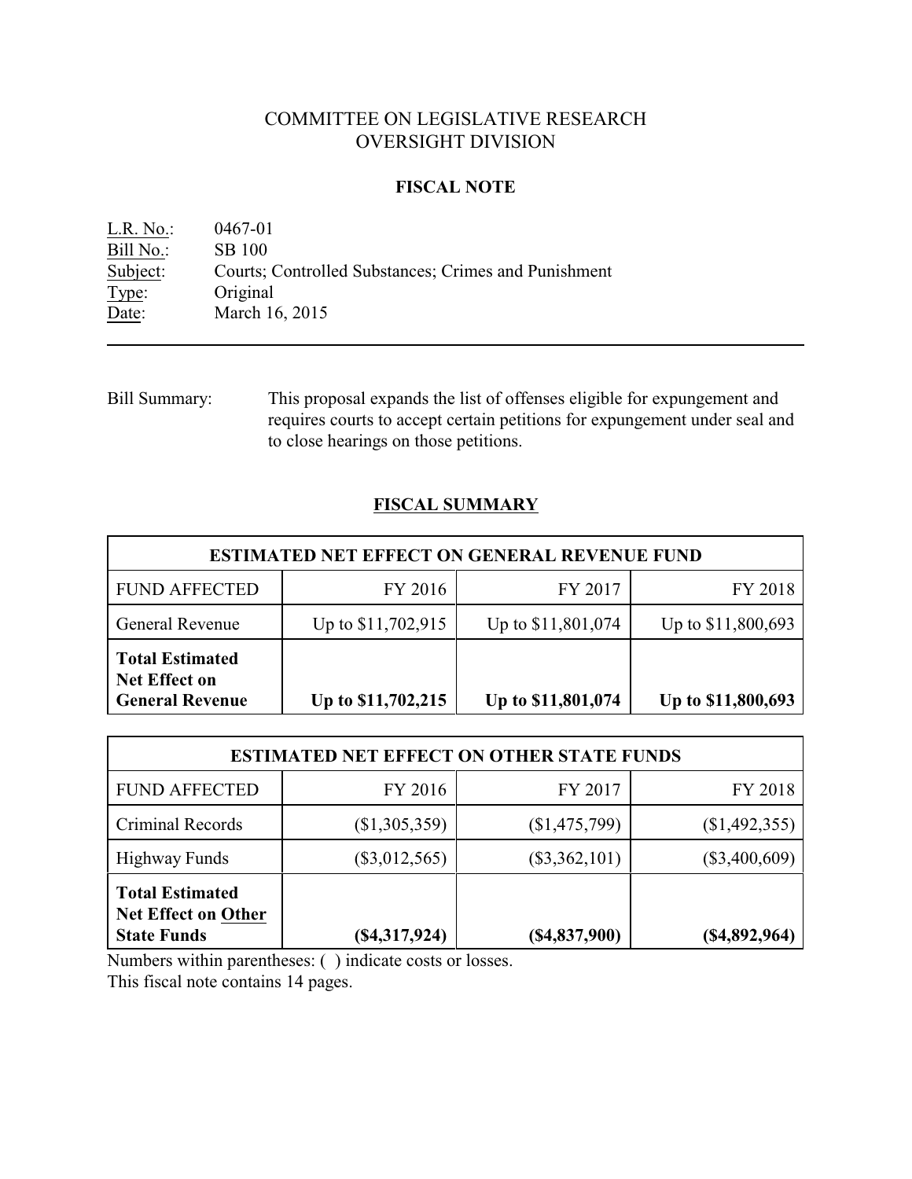# COMMITTEE ON LEGISLATIVE RESEARCH
# OVERSIGHT DIVISION

## FISCAL NOTE

L.R. No.: 0467-01
Bill No.: SB 100
Subject: Courts; Controlled Substances; Crimes and Punishment
Type: Original
Date: March 16, 2015

---

Bill Summary: This proposal expands the list of offenses eligible for expungement and requires courts to accept certain petitions for expungement under seal and to close hearings on those petitions.

## FISCAL SUMMARY

| ESTIMATED NET EFFECT ON GENERAL REVENUE FUND | | | |
|---|---|---|---|
| FUND AFFECTED | FY 2016 | FY 2017 | FY 2018 |
| General Revenue | Up to $11,702,915 | Up to $11,801,074 | Up to $11,800,693 |
| **Total Estimated Net Effect on General Revenue** | **Up to $11,702,215** | **Up to $11,801,074** | **Up to $11,800,693** |

| ESTIMATED NET EFFECT ON OTHER STATE FUNDS | | | |
|---|---|---|---|
| FUND AFFECTED | FY 2016 | FY 2017 | FY 2018 |
| Criminal Records | ($1,305,359) | ($1,475,799) | ($1,492,355) |
| Highway Funds | ($3,012,565) | ($3,362,101) | ($3,400,609) |
| **Total Estimated Net Effect on Other State Funds** | **($4,317,924)** | **($4,837,900)** | **($4,892,964)** |

Numbers within parentheses: ( ) indicate costs or losses.
This fiscal note contains 14 pages.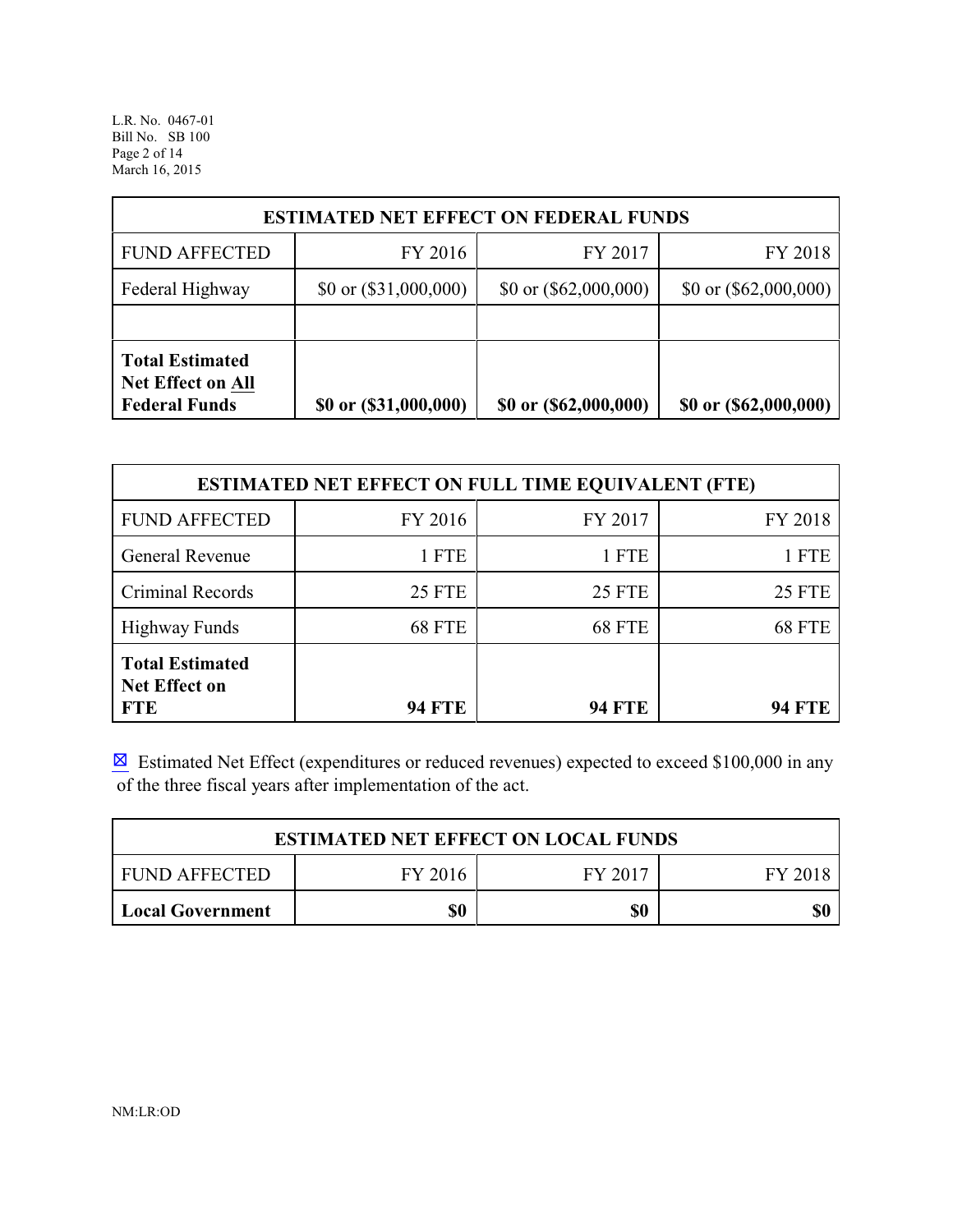| ESTIMATED NET EFFECT ON FEDERAL FUNDS | | | |
|---|---|---|---|
| FUND AFFECTED | FY 2016 | FY 2017 | FY 2018 |
| Federal Highway | $0 or ($31,000,000) | $0 or ($62,000,000) | $0 or ($62,000,000) |
| | | | |
| **Total Estimated Net Effect on All Federal Funds** | **$0 or ($31,000,000)** | **$0 or ($62,000,000)** | **$0 or ($62,000,000)** |

| ESTIMATED NET EFFECT ON FULL TIME EQUIVALENT (FTE) | | | |
|---|---|---|---|
| FUND AFFECTED | FY 2016 | FY 2017 | FY 2018 |
| General Revenue | 1 FTE | 1 FTE | 1 FTE |
| Criminal Records | 25 FTE | 25 FTE | 25 FTE |
| Highway Funds | 68 FTE | 68 FTE | 68 FTE |
| **Total Estimated Net Effect on FTE** | **94 FTE** | **94 FTE** | **94 FTE** |

☒ Estimated Net Effect (expenditures or reduced revenues) expected to exceed $100,000 in any of the three fiscal years after implementation of the act.

| ESTIMATED NET EFFECT ON LOCAL FUNDS | | | |
|---|---|---|---|
| FUND AFFECTED | FY 2016 | FY 2017 | FY 2018 |
| **Local Government** | **$0** | **$0** | **$0** |

NM:LR:OD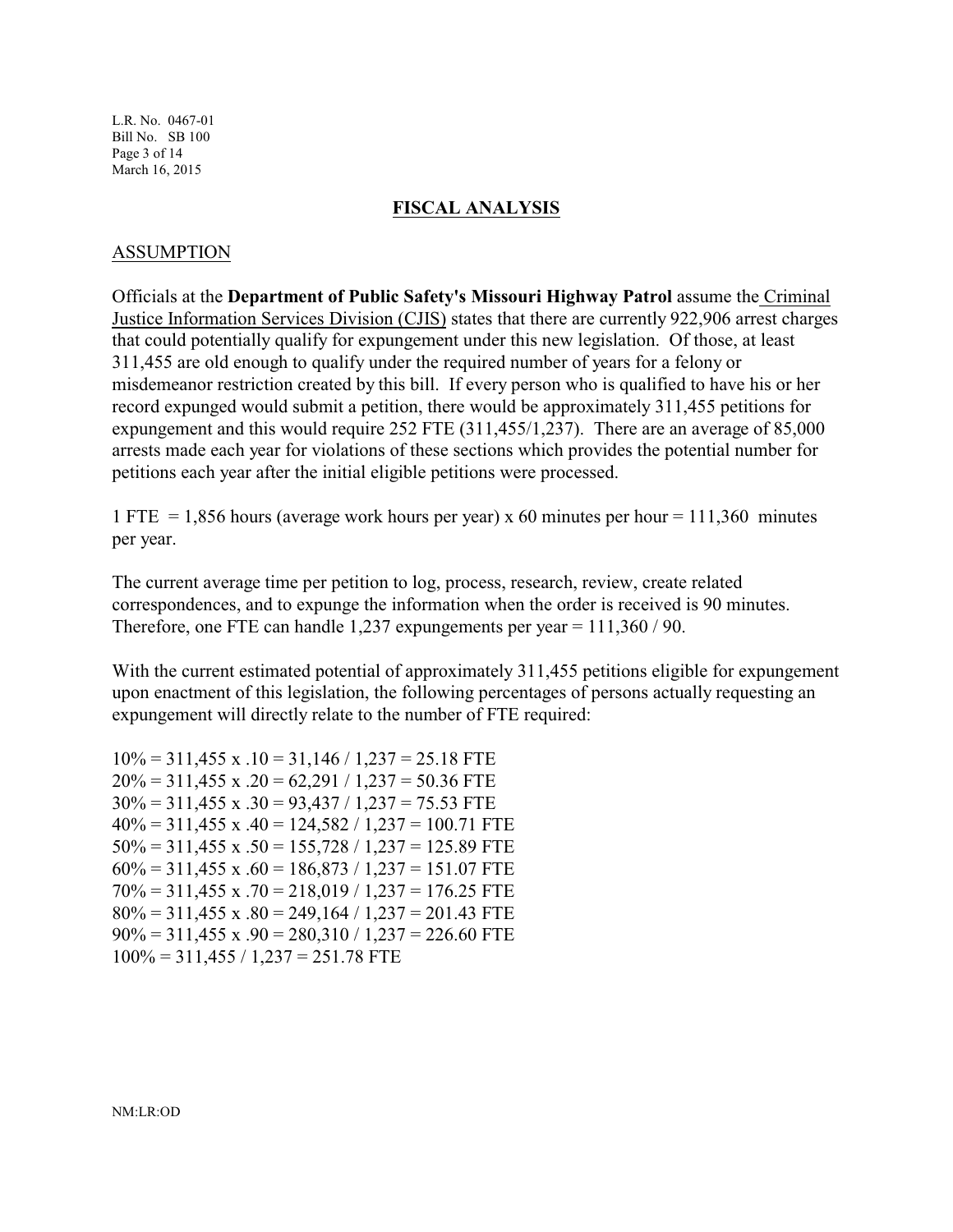## **FISCAL ANALYSIS**

### ASSUMPTION

Officials at the **Department of Public Safety's Missouri Highway Patrol** assume the Criminal Justice Information Services Division (CJIS) states that there are currently 922,906 arrest charges that could potentially qualify for expungement under this new legislation. Of those, at least 311,455 are old enough to qualify under the required number of years for a felony or misdemeanor restriction created by this bill. If every person who is qualified to have his or her record expunged would submit a petition, there would be approximately 311,455 petitions for expungement and this would require 252 FTE (311,455/1,237). There are an average of 85,000 arrests made each year for violations of these sections which provides the potential number for petitions each year after the initial eligible petitions were processed.

1 FTE = 1,856 hours (average work hours per year) x 60 minutes per hour = 111,360 minutes per year.

The current average time per petition to log, process, research, review, create related correspondences, and to expunge the information when the order is received is 90 minutes. Therefore, one FTE can handle 1,237 expungements per year = 111,360 / 90.

With the current estimated potential of approximately 311,455 petitions eligible for expungement upon enactment of this legislation, the following percentages of persons actually requesting an expungement will directly relate to the number of FTE required:

10% = 311,455 x .10 = 31,146 / 1,237 = 25.18 FTE
20% = 311,455 x .20 = 62,291 / 1,237 = 50.36 FTE
30% = 311,455 x .30 = 93,437 / 1,237 = 75.53 FTE
40% = 311,455 x .40 = 124,582 / 1,237 = 100.71 FTE
50% = 311,455 x .50 = 155,728 / 1,237 = 125.89 FTE
60% = 311,455 x .60 = 186,873 / 1,237 = 151.07 FTE
70% = 311,455 x .70 = 218,019 / 1,237 = 176.25 FTE
80% = 311,455 x .80 = 249,164 / 1,237 = 201.43 FTE
90% = 311,455 x .90 = 280,310 / 1,237 = 226.60 FTE
100% = 311,455 / 1,237 = 251.78 FTE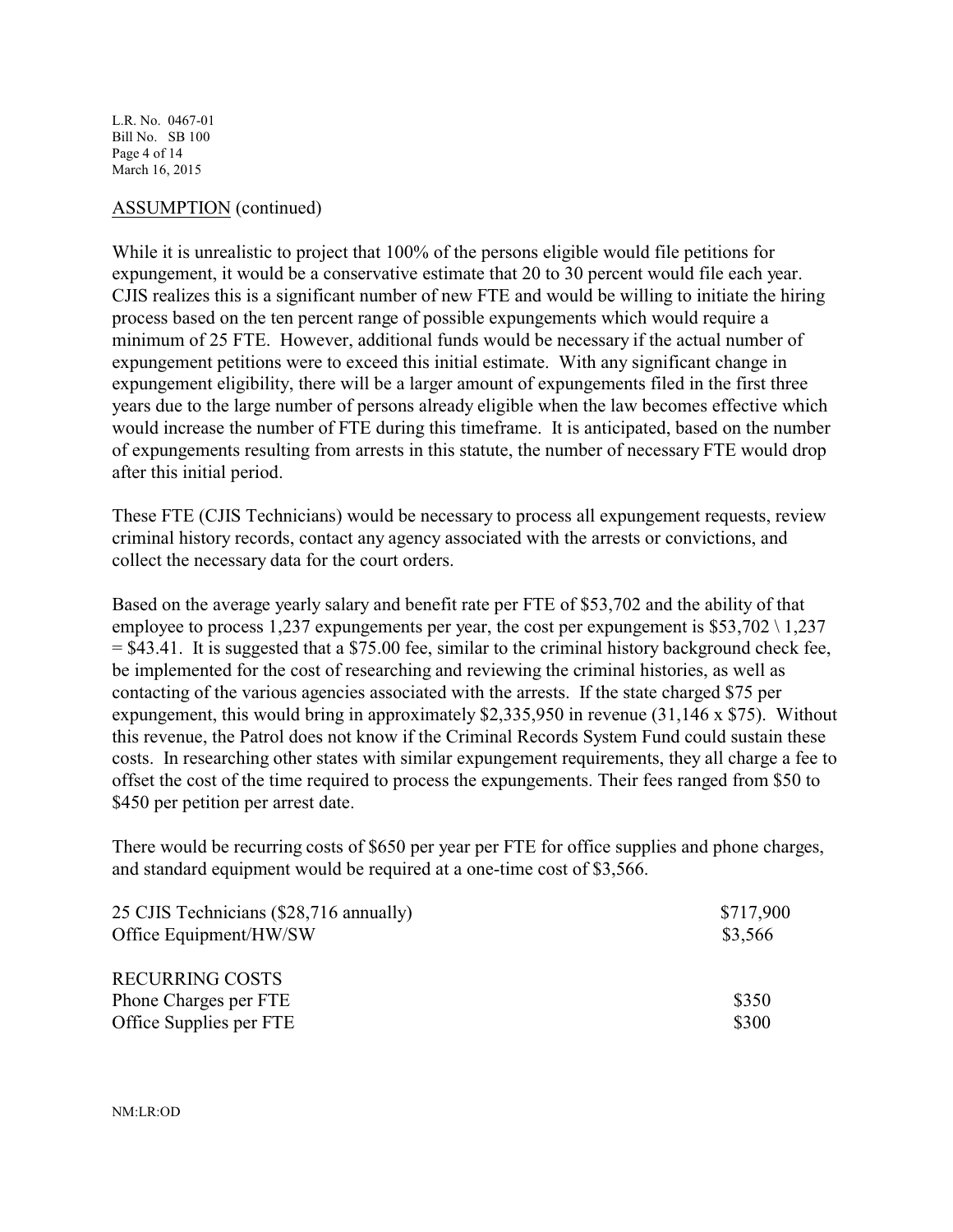ASSUMPTION (continued)

While it is unrealistic to project that 100% of the persons eligible would file petitions for expungement, it would be a conservative estimate that 20 to 30 percent would file each year. CJIS realizes this is a significant number of new FTE and would be willing to initiate the hiring process based on the ten percent range of possible expungements which would require a minimum of 25 FTE. However, additional funds would be necessary if the actual number of expungement petitions were to exceed this initial estimate. With any significant change in expungement eligibility, there will be a larger amount of expungements filed in the first three years due to the large number of persons already eligible when the law becomes effective which would increase the number of FTE during this timeframe. It is anticipated, based on the number of expungements resulting from arrests in this statute, the number of necessary FTE would drop after this initial period.

These FTE (CJIS Technicians) would be necessary to process all expungement requests, review criminal history records, contact any agency associated with the arrests or convictions, and collect the necessary data for the court orders.

Based on the average yearly salary and benefit rate per FTE of $53,702 and the ability of that employee to process 1,237 expungements per year, the cost per expungement is $53,702 \ 1,237 = $43.41. It is suggested that a $75.00 fee, similar to the criminal history background check fee, be implemented for the cost of researching and reviewing the criminal histories, as well as contacting of the various agencies associated with the arrests. If the state charged $75 per expungement, this would bring in approximately $2,335,950 in revenue (31,146 x $75). Without this revenue, the Patrol does not know if the Criminal Records System Fund could sustain these costs. In researching other states with similar expungement requirements, they all charge a fee to offset the cost of the time required to process the expungements. Their fees ranged from $50 to $450 per petition per arrest date.

There would be recurring costs of $650 per year per FTE for office supplies and phone charges, and standard equipment would be required at a one-time cost of $3,566.

| | |
|---|---|
| 25 CJIS Technicians ($28,716 annually) | $717,900 |
| Office Equipment/HW/SW | $3,566 |
| | |
| RECURRING COSTS | |
| Phone Charges per FTE | $350 |
| Office Supplies per FTE | $300 |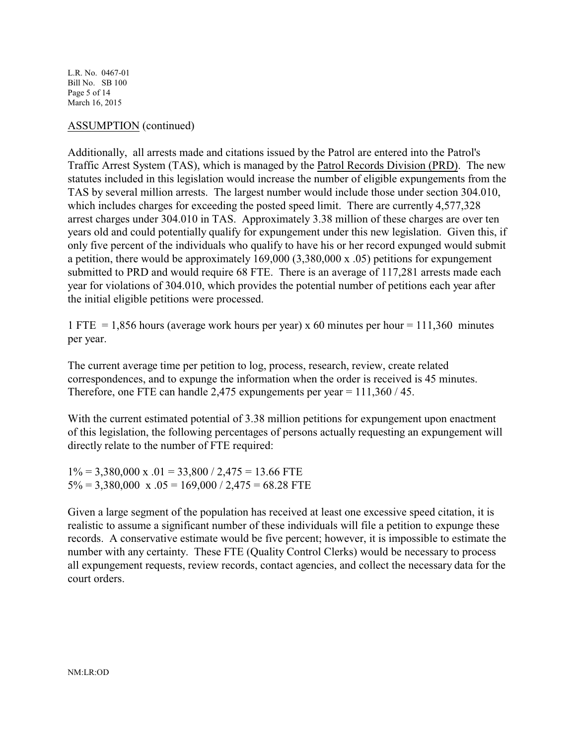<u>ASSUMPTION</u> (continued)

Additionally, all arrests made and citations issued by the Patrol are entered into the Patrol's Traffic Arrest System (TAS), which is managed by the <u>Patrol Records Division (PRD)</u>. The new statutes included in this legislation would increase the number of eligible expungements from the TAS by several million arrests. The largest number would include those under section 304.010, which includes charges for exceeding the posted speed limit. There are currently 4,577,328 arrest charges under 304.010 in TAS. Approximately 3.38 million of these charges are over ten years old and could potentially qualify for expungement under this new legislation. Given this, if only five percent of the individuals who qualify to have his or her record expunged would submit a petition, there would be approximately 169,000 (3,380,000 x .05) petitions for expungement submitted to PRD and would require 68 FTE. There is an average of 117,281 arrests made each year for violations of 304.010, which provides the potential number of petitions each year after the initial eligible petitions were processed.

1 FTE = 1,856 hours (average work hours per year) x 60 minutes per hour = 111,360 minutes per year.

The current average time per petition to log, process, research, review, create related correspondences, and to expunge the information when the order is received is 45 minutes. Therefore, one FTE can handle 2,475 expungements per year = 111,360 / 45.

With the current estimated potential of 3.38 million petitions for expungement upon enactment of this legislation, the following percentages of persons actually requesting an expungement will directly relate to the number of FTE required:

1% = 3,380,000 x .01 = 33,800 / 2,475 = 13.66 FTE
5% = 3,380,000 x .05 = 169,000 / 2,475 = 68.28 FTE

Given a large segment of the population has received at least one excessive speed citation, it is realistic to assume a significant number of these individuals will file a petition to expunge these records. A conservative estimate would be five percent; however, it is impossible to estimate the number with any certainty. These FTE (Quality Control Clerks) would be necessary to process all expungement requests, review records, contact agencies, and collect the necessary data for the court orders.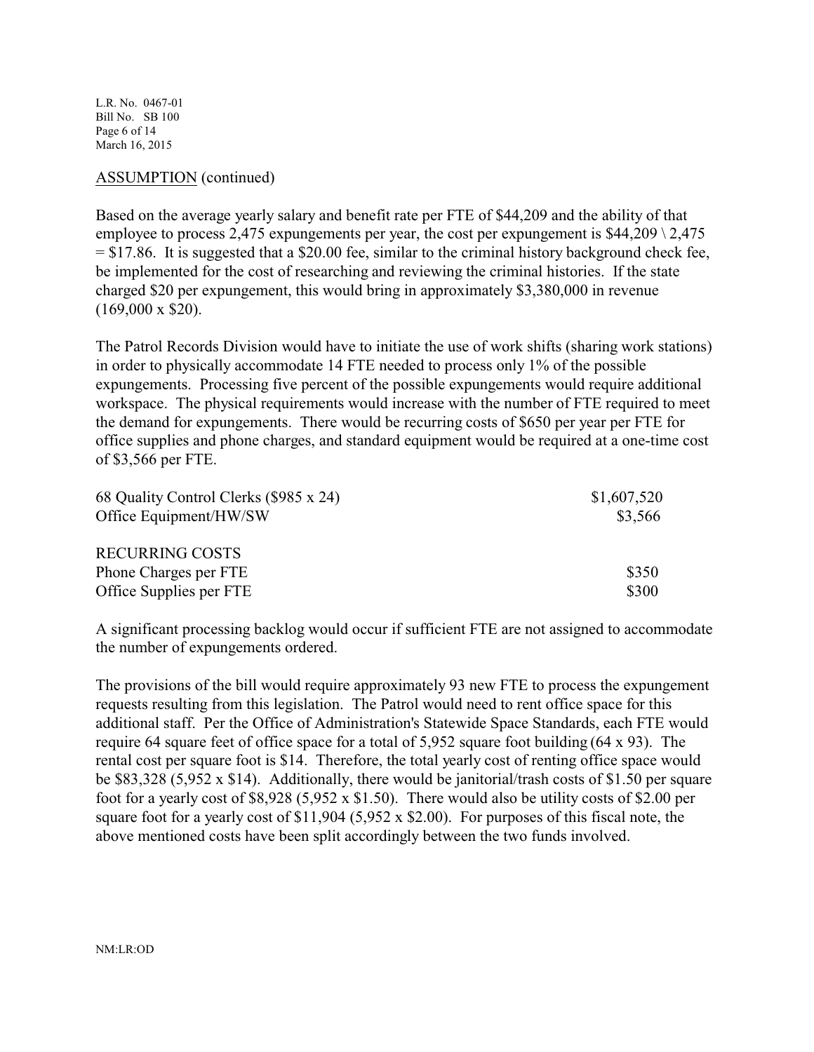ASSUMPTION (continued)

Based on the average yearly salary and benefit rate per FTE of $44,209 and the ability of that employee to process 2,475 expungements per year, the cost per expungement is $44,209 \ 2,475 = $17.86. It is suggested that a $20.00 fee, similar to the criminal history background check fee, be implemented for the cost of researching and reviewing the criminal histories. If the state charged $20 per expungement, this would bring in approximately $3,380,000 in revenue (169,000 x $20).

The Patrol Records Division would have to initiate the use of work shifts (sharing work stations) in order to physically accommodate 14 FTE needed to process only 1% of the possible expungements. Processing five percent of the possible expungements would require additional workspace. The physical requirements would increase with the number of FTE required to meet the demand for expungements. There would be recurring costs of $650 per year per FTE for office supplies and phone charges, and standard equipment would be required at a one-time cost of $3,566 per FTE.

| | |
|---|---|
| 68 Quality Control Clerks ($985 x 24) | $1,607,520 |
| Office Equipment/HW/SW | $3,566 |
| RECURRING COSTS | |
| Phone Charges per FTE | $350 |
| Office Supplies per FTE | $300 |

A significant processing backlog would occur if sufficient FTE are not assigned to accommodate the number of expungements ordered.

The provisions of the bill would require approximately 93 new FTE to process the expungement requests resulting from this legislation. The Patrol would need to rent office space for this additional staff. Per the Office of Administration's Statewide Space Standards, each FTE would require 64 square feet of office space for a total of 5,952 square foot building (64 x 93). The rental cost per square foot is $14. Therefore, the total yearly cost of renting office space would be $83,328 (5,952 x $14). Additionally, there would be janitorial/trash costs of $1.50 per square foot for a yearly cost of $8,928 (5,952 x $1.50). There would also be utility costs of $2.00 per square foot for a yearly cost of $11,904 (5,952 x $2.00). For purposes of this fiscal note, the above mentioned costs have been split accordingly between the two funds involved.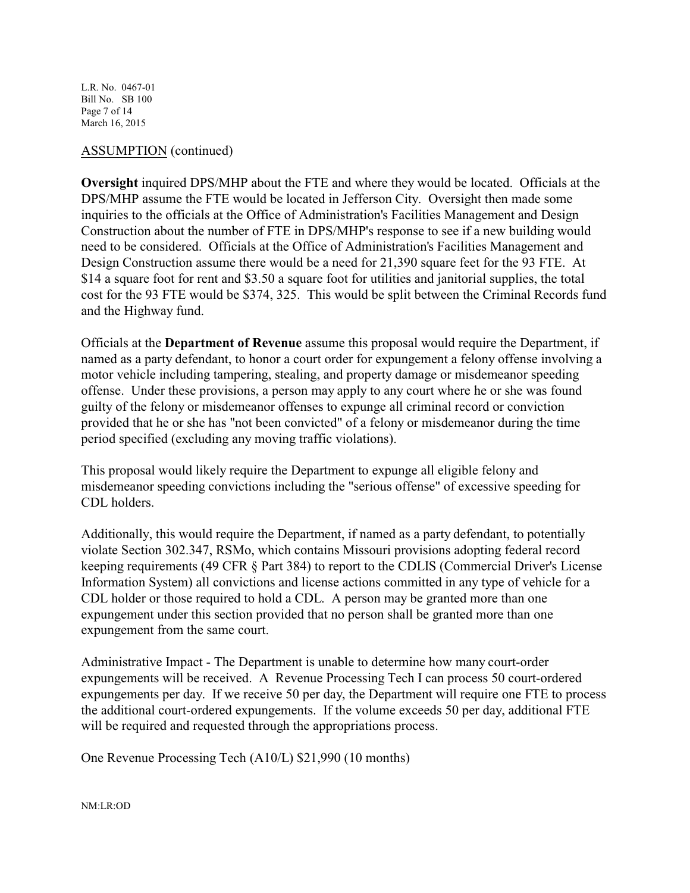ASSUMPTION (continued)

**Oversight** inquired DPS/MHP about the FTE and where they would be located. Officials at the DPS/MHP assume the FTE would be located in Jefferson City. Oversight then made some inquiries to the officials at the Office of Administration's Facilities Management and Design Construction about the number of FTE in DPS/MHP's response to see if a new building would need to be considered. Officials at the Office of Administration's Facilities Management and Design Construction assume there would be a need for 21,390 square feet for the 93 FTE. At $14 a square foot for rent and $3.50 a square foot for utilities and janitorial supplies, the total cost for the 93 FTE would be $374, 325. This would be split between the Criminal Records fund and the Highway fund.

Officials at the **Department of Revenue** assume this proposal would require the Department, if named as a party defendant, to honor a court order for expungement a felony offense involving a motor vehicle including tampering, stealing, and property damage or misdemeanor speeding offense. Under these provisions, a person may apply to any court where he or she was found guilty of the felony or misdemeanor offenses to expunge all criminal record or conviction provided that he or she has "not been convicted" of a felony or misdemeanor during the time period specified (excluding any moving traffic violations).

This proposal would likely require the Department to expunge all eligible felony and misdemeanor speeding convictions including the "serious offense" of excessive speeding for CDL holders.

Additionally, this would require the Department, if named as a party defendant, to potentially violate Section 302.347, RSMo, which contains Missouri provisions adopting federal record keeping requirements (49 CFR § Part 384) to report to the CDLIS (Commercial Driver's License Information System) all convictions and license actions committed in any type of vehicle for a CDL holder or those required to hold a CDL. A person may be granted more than one expungement under this section provided that no person shall be granted more than one expungement from the same court.

Administrative Impact - The Department is unable to determine how many court-order expungements will be received. A Revenue Processing Tech I can process 50 court-ordered expungements per day. If we receive 50 per day, the Department will require one FTE to process the additional court-ordered expungements. If the volume exceeds 50 per day, additional FTE will be required and requested through the appropriations process.

One Revenue Processing Tech (A10/L) $21,990 (10 months)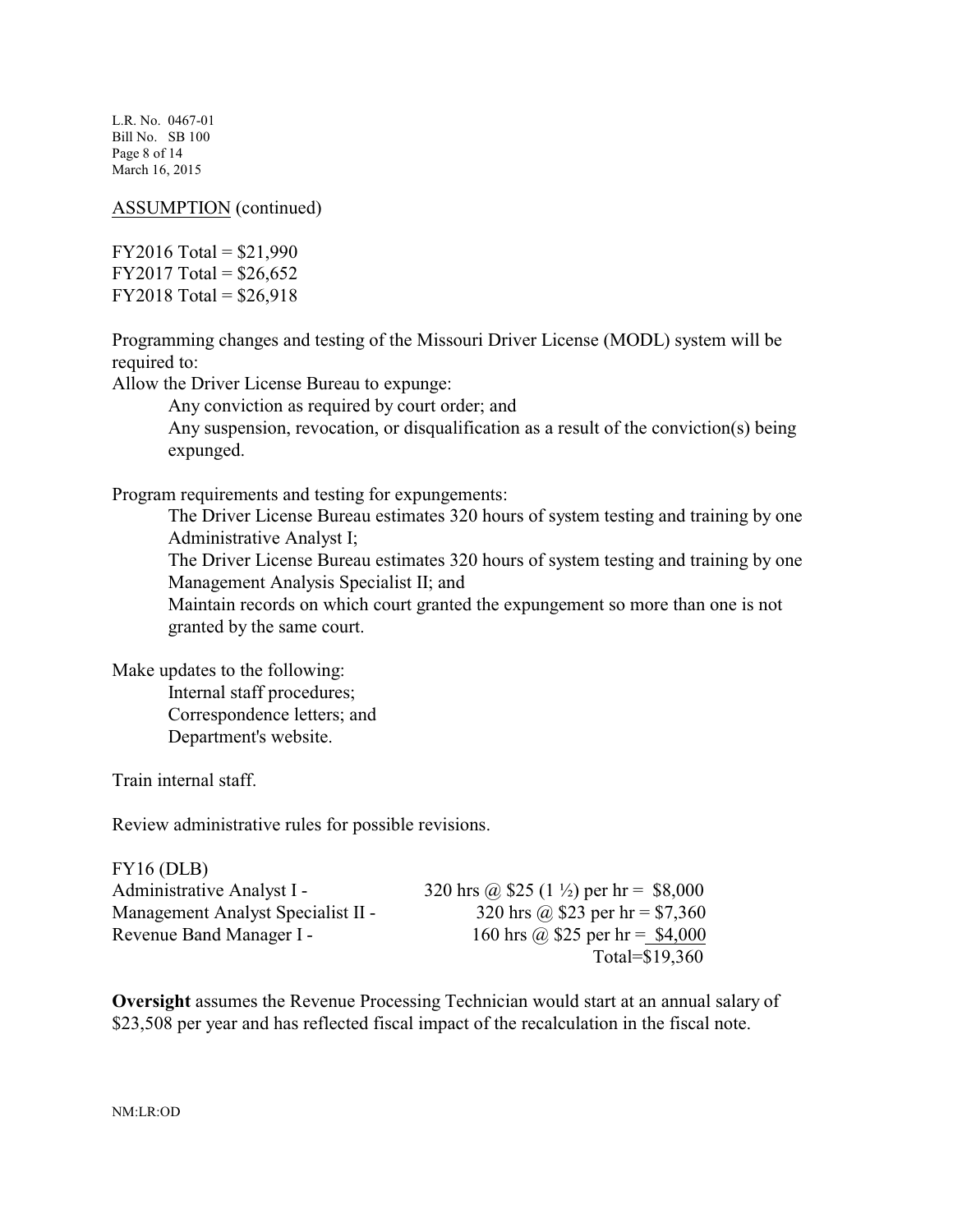ASSUMPTION (continued)

FY2016 Total = $21,990
FY2017 Total = $26,652
FY2018 Total = $26,918

Programming changes and testing of the Missouri Driver License (MODL) system will be required to:

Allow the Driver License Bureau to expunge:

- Any conviction as required by court order; and
- Any suspension, revocation, or disqualification as a result of the conviction(s) being expunged.

Program requirements and testing for expungements:

- The Driver License Bureau estimates 320 hours of system testing and training by one Administrative Analyst I;
- The Driver License Bureau estimates 320 hours of system testing and training by one Management Analysis Specialist II; and
- Maintain records on which court granted the expungement so more than one is not granted by the same court.

Make updates to the following:

- Internal staff procedures;
- Correspondence letters; and
- Department's website.

Train internal staff.

Review administrative rules for possible revisions.

FY16 (DLB)

| | |
|---|---|
| Administrative Analyst I - | 320 hrs @ $25 (1 ½) per hr = $8,000 |
| Management Analyst Specialist II - | 320 hrs @ $23 per hr = $7,360 |
| Revenue Band Manager I - | 160 hrs @ $25 per hr = $4,000 |
| | Total=$19,360 |

**Oversight** assumes the Revenue Processing Technician would start at an annual salary of $23,508 per year and has reflected fiscal impact of the recalculation in the fiscal note.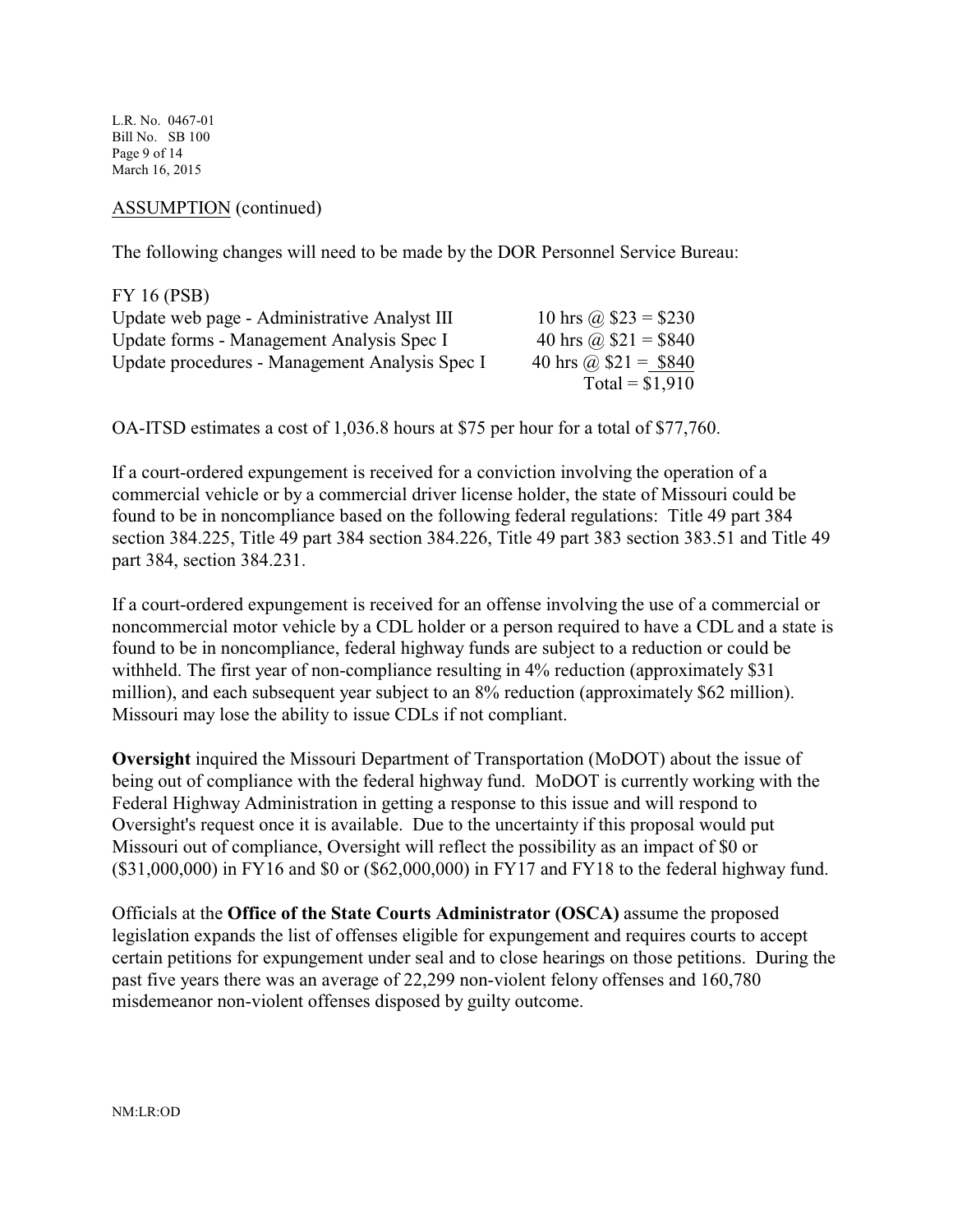ASSUMPTION (continued)

The following changes will need to be made by the DOR Personnel Service Bureau:

| FY 16 (PSB) | |
|---|---|
| Update web page - Administrative Analyst III | 10 hrs @ $23 = $230 |
| Update forms - Management Analysis Spec I | 40 hrs @ $21 = $840 |
| Update procedures - Management Analysis Spec I | 40 hrs @ $21 = $840 |
| | Total = $1,910 |

OA-ITSD estimates a cost of 1,036.8 hours at $75 per hour for a total of $77,760.

If a court-ordered expungement is received for a conviction involving the operation of a commercial vehicle or by a commercial driver license holder, the state of Missouri could be found to be in noncompliance based on the following federal regulations: Title 49 part 384 section 384.225, Title 49 part 384 section 384.226, Title 49 part 383 section 383.51 and Title 49 part 384, section 384.231.

If a court-ordered expungement is received for an offense involving the use of a commercial or noncommercial motor vehicle by a CDL holder or a person required to have a CDL and a state is found to be in noncompliance, federal highway funds are subject to a reduction or could be withheld. The first year of non-compliance resulting in 4% reduction (approximately $31 million), and each subsequent year subject to an 8% reduction (approximately $62 million). Missouri may lose the ability to issue CDLs if not compliant.

**Oversight** inquired the Missouri Department of Transportation (MoDOT) about the issue of being out of compliance with the federal highway fund. MoDOT is currently working with the Federal Highway Administration in getting a response to this issue and will respond to Oversight's request once it is available. Due to the uncertainty if this proposal would put Missouri out of compliance, Oversight will reflect the possibility as an impact of $0 or ($31,000,000) in FY16 and $0 or ($62,000,000) in FY17 and FY18 to the federal highway fund.

Officials at the **Office of the State Courts Administrator (OSCA)** assume the proposed legislation expands the list of offenses eligible for expungement and requires courts to accept certain petitions for expungement under seal and to close hearings on those petitions. During the past five years there was an average of 22,299 non-violent felony offenses and 160,780 misdemeanor non-violent offenses disposed by guilty outcome.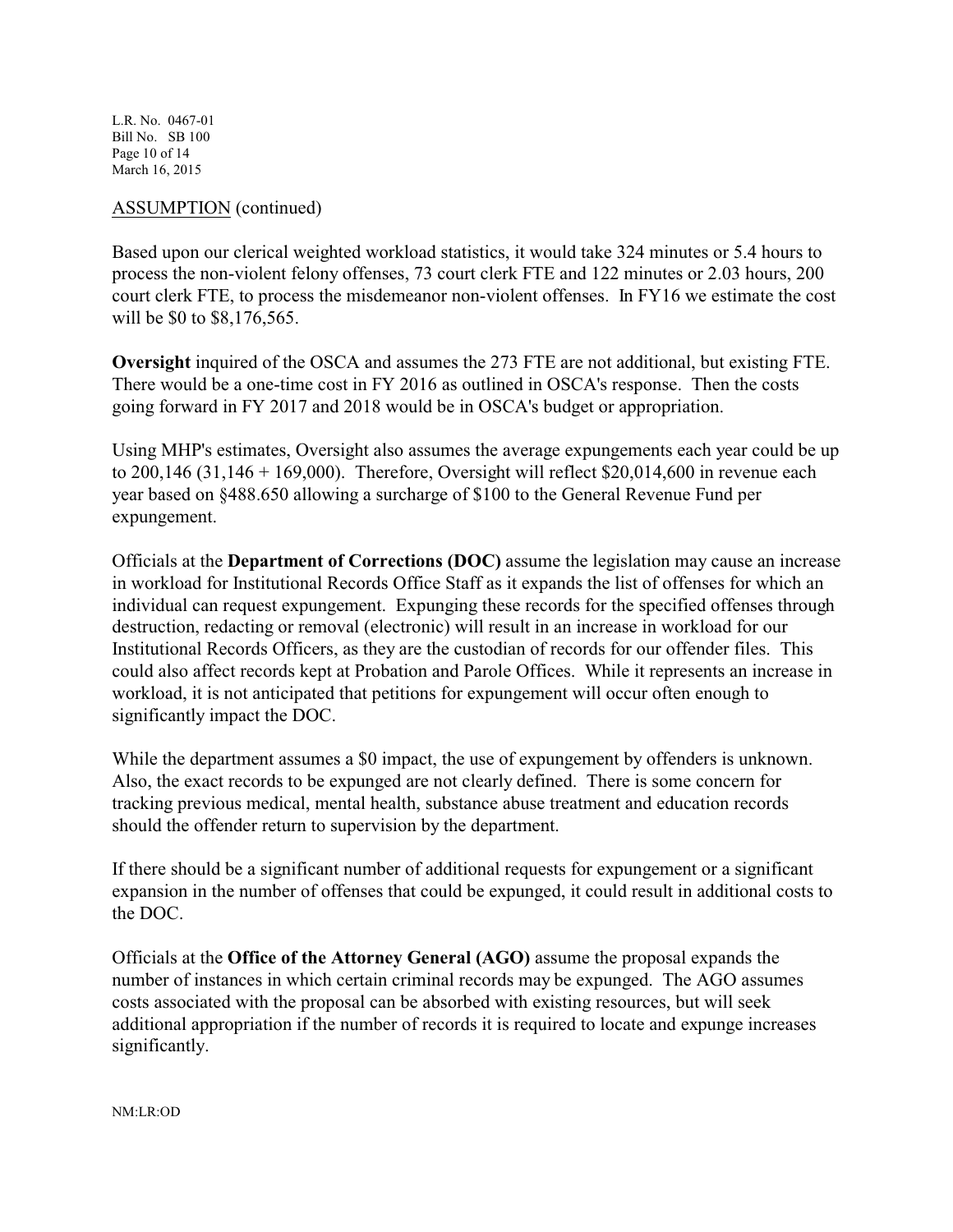ASSUMPTION (continued)

Based upon our clerical weighted workload statistics, it would take 324 minutes or 5.4 hours to process the non-violent felony offenses, 73 court clerk FTE and 122 minutes or 2.03 hours, 200 court clerk FTE, to process the misdemeanor non-violent offenses. In FY16 we estimate the cost will be $0 to $8,176,565.

**Oversight** inquired of the OSCA and assumes the 273 FTE are not additional, but existing FTE. There would be a one-time cost in FY 2016 as outlined in OSCA's response. Then the costs going forward in FY 2017 and 2018 would be in OSCA's budget or appropriation.

Using MHP's estimates, Oversight also assumes the average expungements each year could be up to 200,146 (31,146 + 169,000). Therefore, Oversight will reflect $20,014,600 in revenue each year based on §488.650 allowing a surcharge of $100 to the General Revenue Fund per expungement.

Officials at the **Department of Corrections (DOC)** assume the legislation may cause an increase in workload for Institutional Records Office Staff as it expands the list of offenses for which an individual can request expungement. Expunging these records for the specified offenses through destruction, redacting or removal (electronic) will result in an increase in workload for our Institutional Records Officers, as they are the custodian of records for our offender files. This could also affect records kept at Probation and Parole Offices. While it represents an increase in workload, it is not anticipated that petitions for expungement will occur often enough to significantly impact the DOC.

While the department assumes a $0 impact, the use of expungement by offenders is unknown. Also, the exact records to be expunged are not clearly defined. There is some concern for tracking previous medical, mental health, substance abuse treatment and education records should the offender return to supervision by the department.

If there should be a significant number of additional requests for expungement or a significant expansion in the number of offenses that could be expunged, it could result in additional costs to the DOC.

Officials at the **Office of the Attorney General (AGO)** assume the proposal expands the number of instances in which certain criminal records may be expunged. The AGO assumes costs associated with the proposal can be absorbed with existing resources, but will seek additional appropriation if the number of records it is required to locate and expunge increases significantly.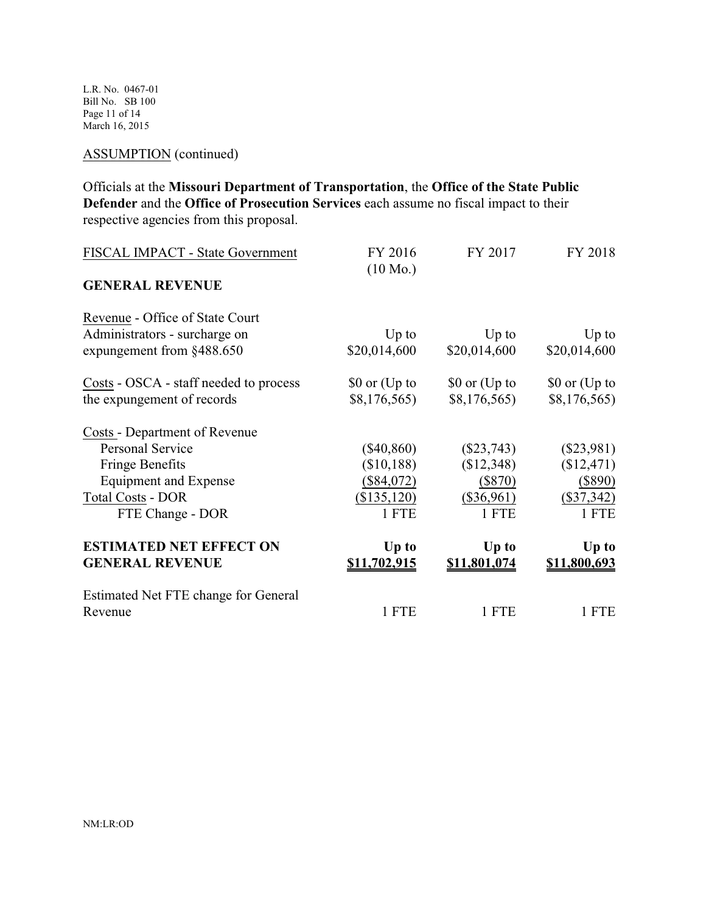ASSUMPTION (continued)

Officials at the **Missouri Department of Transportation**, the **Office of the State Public Defender** and the **Office of Prosecution Services** each assume no fiscal impact to their respective agencies from this proposal.

| FISCAL IMPACT - State Government | FY 2016 (10 Mo.) | FY 2017 | FY 2018 |
|---|---|---|---|
| **GENERAL REVENUE** | | | |
| Revenue - Office of State Court Administrators - surcharge on expungement from §488.650 | Up to $20,014,600 | Up to $20,014,600 | Up to $20,014,600 |
| Costs - OSCA - staff needed to process the expungement of records | $0 or (Up to $8,176,565) | $0 or (Up to $8,176,565) | $0 or (Up to $8,176,565) |
| Costs - Department of Revenue | | | |
| Personal Service | ($40,860) | ($23,743) | ($23,981) |
| Fringe Benefits | ($10,188) | ($12,348) | ($12,471) |
| Equipment and Expense | ($84,072) | ($870) | ($890) |
| Total Costs - DOR | ($135,120) | ($36,961) | ($37,342) |
| FTE Change - DOR | 1 FTE | 1 FTE | 1 FTE |
| **ESTIMATED NET EFFECT ON GENERAL REVENUE** | **Up to $11,702,915** | **Up to $11,801,074** | **Up to $11,800,693** |
| Estimated Net FTE change for General Revenue | 1 FTE | 1 FTE | 1 FTE |

NM:LR:OD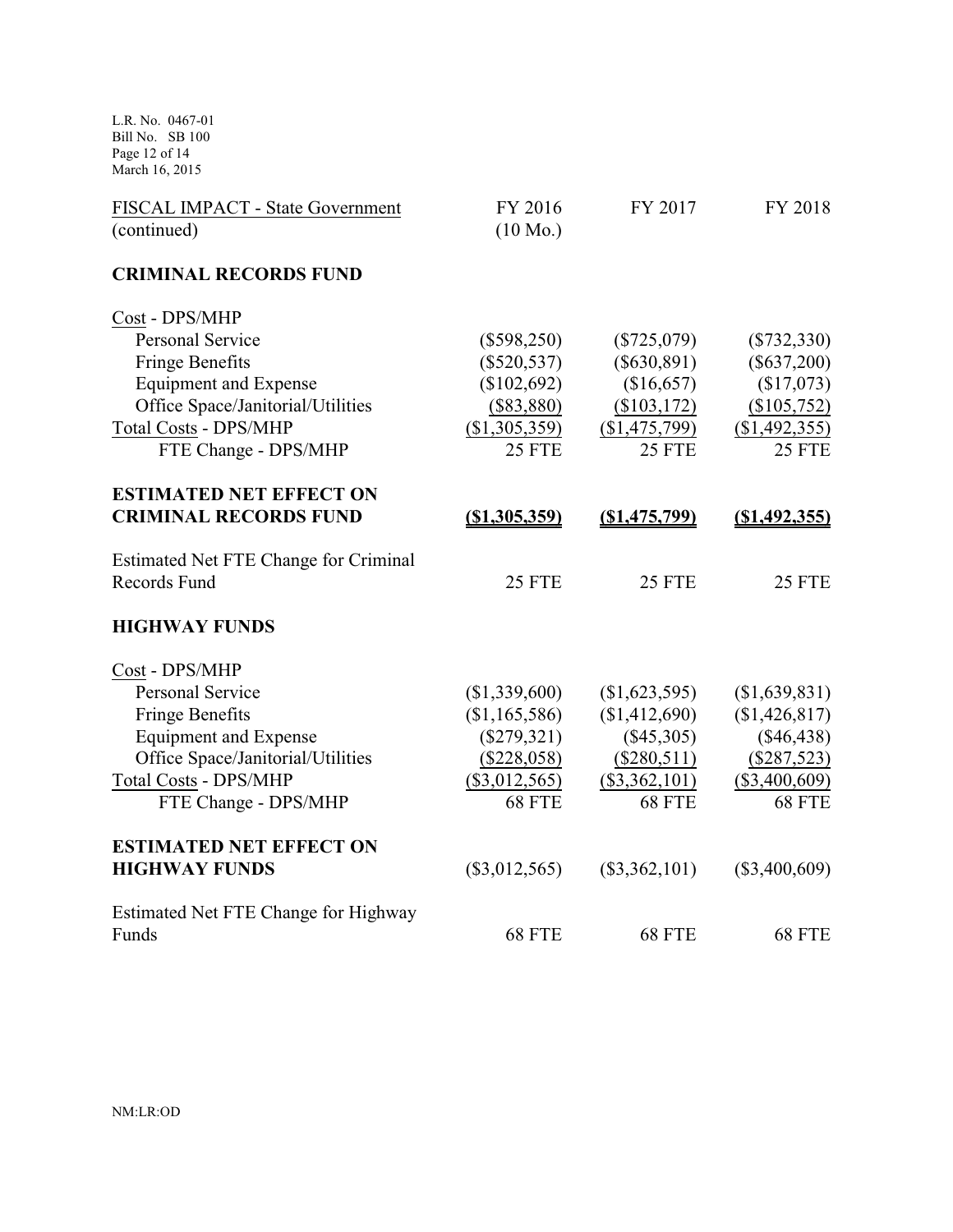| FISCAL IMPACT - State Government (continued) | FY 2016 (10 Mo.) | FY 2017 | FY 2018 |
|---|---|---|---|
| **CRIMINAL RECORDS FUND** | | | |
| Cost - DPS/MHP | | | |
| Personal Service | ($598,250) | ($725,079) | ($732,330) |
| Fringe Benefits | ($520,537) | ($630,891) | ($637,200) |
| Equipment and Expense | ($102,692) | ($16,657) | ($17,073) |
| Office Space/Janitorial/Utilities | ($83,880) | ($103,172) | ($105,752) |
| Total Costs - DPS/MHP | ($1,305,359) | ($1,475,799) | ($1,492,355) |
| FTE Change - DPS/MHP | 25 FTE | 25 FTE | 25 FTE |
| **ESTIMATED NET EFFECT ON CRIMINAL RECORDS FUND** | **($1,305,359)** | **($1,475,799)** | **($1,492,355)** |
| Estimated Net FTE Change for Criminal Records Fund | 25 FTE | 25 FTE | 25 FTE |
| **HIGHWAY FUNDS** | | | |
| Cost - DPS/MHP | | | |
| Personal Service | ($1,339,600) | ($1,623,595) | ($1,639,831) |
| Fringe Benefits | ($1,165,586) | ($1,412,690) | ($1,426,817) |
| Equipment and Expense | ($279,321) | ($45,305) | ($46,438) |
| Office Space/Janitorial/Utilities | ($228,058) | ($280,511) | ($287,523) |
| Total Costs - DPS/MHP | ($3,012,565) | ($3,362,101) | ($3,400,609) |
| FTE Change - DPS/MHP | 68 FTE | 68 FTE | 68 FTE |
| **ESTIMATED NET EFFECT ON HIGHWAY FUNDS** | ($3,012,565) | ($3,362,101) | ($3,400,609) |
| Estimated Net FTE Change for Highway Funds | 68 FTE | 68 FTE | 68 FTE |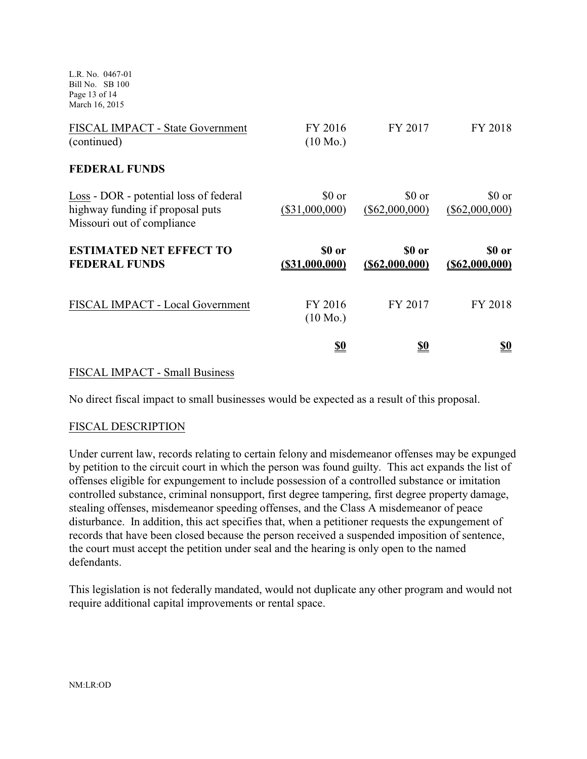| FISCAL IMPACT - State Government (continued) | FY 2016 (10 Mo.) | FY 2017 | FY 2018 |
|---|---|---|---|
| **FEDERAL FUNDS** | | | |
| Loss - DOR - potential loss of federal highway funding if proposal puts Missouri out of compliance | $0 or ($31,000,000) | $0 or ($62,000,000) | $0 or ($62,000,000) |
| **ESTIMATED NET EFFECT TO FEDERAL FUNDS** | **$0 or ($31,000,000)** | **$0 or ($62,000,000)** | **$0 or ($62,000,000)** |

| FISCAL IMPACT - Local Government | FY 2016 (10 Mo.) | FY 2017 | FY 2018 |
|---|---|---|---|
| | **$0** | **$0** | **$0** |

FISCAL IMPACT - Small Business

No direct fiscal impact to small businesses would be expected as a result of this proposal.

FISCAL DESCRIPTION

Under current law, records relating to certain felony and misdemeanor offenses may be expunged by petition to the circuit court in which the person was found guilty. This act expands the list of offenses eligible for expungement to include possession of a controlled substance or imitation controlled substance, criminal nonsupport, first degree tampering, first degree property damage, stealing offenses, misdemeanor speeding offenses, and the Class A misdemeanor of peace disturbance. In addition, this act specifies that, when a petitioner requests the expungement of records that have been closed because the person received a suspended imposition of sentence, the court must accept the petition under seal and the hearing is only open to the named defendants.

This legislation is not federally mandated, would not duplicate any other program and would not require additional capital improvements or rental space.

NM:LR:OD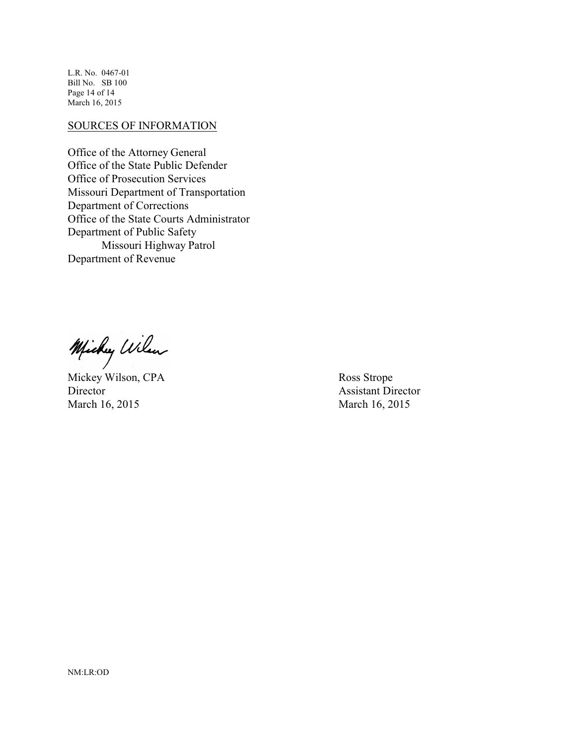## SOURCES OF INFORMATION

Office of the Attorney General
Office of the State Public Defender
Office of Prosecution Services
Missouri Department of Transportation
Department of Corrections
Office of the State Courts Administrator
Department of Public Safety
  Missouri Highway Patrol
Department of Revenue

Mickey Wilson, CA
Director
March 16, 2015

Ross Strope
Assistant Director
March 16, 2015

NM:LR:OD